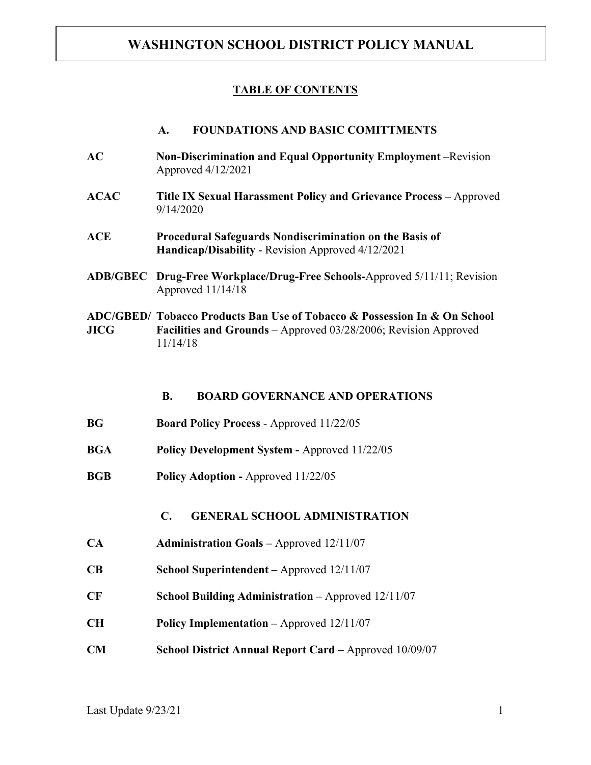# WASHINGTON SCHOOL DISTRICT POLICY MANUAL

## TABLE OF CONTENTS

### A. FOUNDATIONS AND BASIC COMITTMENTS

**AC** **Non-Discrimination and Equal Opportunity Employment** –Revision Approved 4/12/2021

**ACAC** **Title IX Sexual Harassment Policy and Grievance Process –** Approved 9/14/2020

**ACE** **Procedural Safeguards Nondiscrimination on the Basis of Handicap/Disability** - Revision Approved 4/12/2021

**ADB/GBEC** **Drug-Free Workplace/Drug-Free Schools-**Approved 5/11/11; Revision Approved 11/14/18

**ADC/GBED/ JICG** **Tobacco Products Ban Use of Tobacco & Possession In & On School Facilities and Grounds** – Approved 03/28/2006; Revision Approved 11/14/18

### B. BOARD GOVERNANCE AND OPERATIONS

**BG** **Board Policy Process** - Approved 11/22/05

**BGA** **Policy Development System -** Approved 11/22/05

**BGB** **Policy Adoption -** Approved 11/22/05

### C. GENERAL SCHOOL ADMINISTRATION

**CA** **Administration Goals –** Approved 12/11/07

**CB** **School Superintendent –** Approved 12/11/07

**CF** **School Building Administration –** Approved 12/11/07

**CH** **Policy Implementation –** Approved 12/11/07

**CM** **School District Annual Report Card –** Approved 10/09/07

Last Update 9/23/21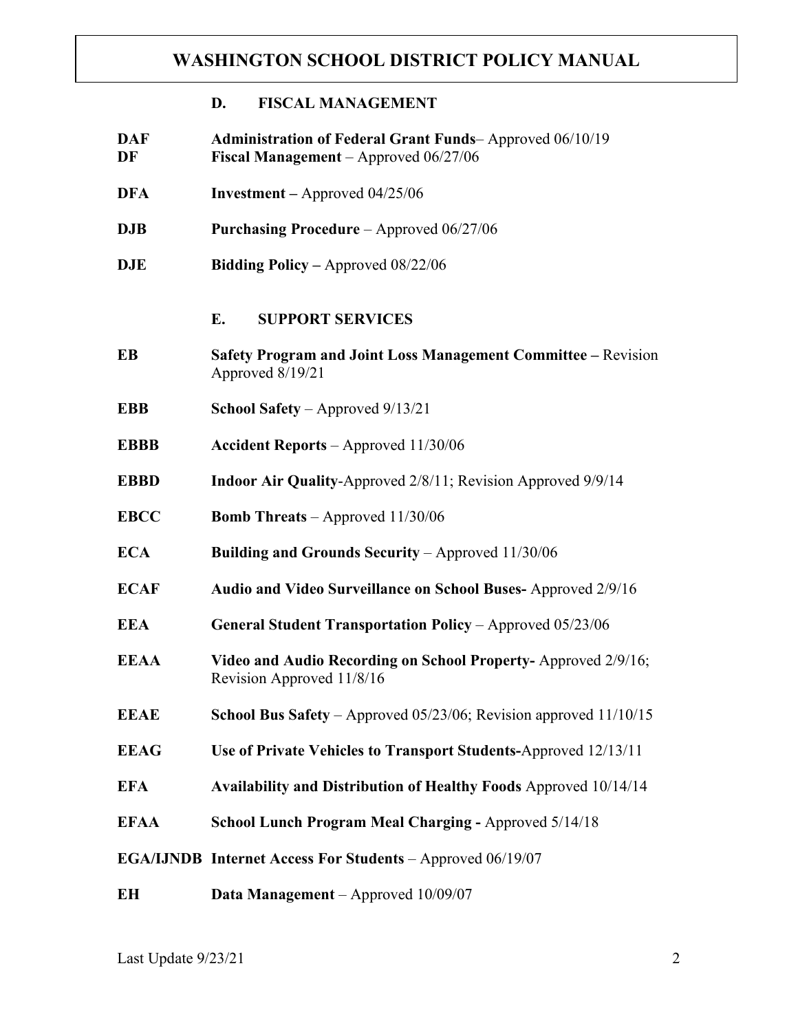### D. FISCAL MANAGEMENT

**DAF** **Administration of Federal Grant Funds**– Approved 06/10/19
**DF** **Fiscal Management** – Approved 06/27/06

**DFA** **Investment –** Approved 04/25/06

**DJB** **Purchasing Procedure** – Approved 06/27/06

**DJE** **Bidding Policy –** Approved 08/22/06

### E. SUPPORT SERVICES

**EB** **Safety Program and Joint Loss Management Committee –** Revision Approved 8/19/21

**EBB** **School Safety** – Approved 9/13/21

**EBBB** **Accident Reports** – Approved 11/30/06

**EBBD** **Indoor Air Quality**-Approved 2/8/11; Revision Approved 9/9/14

**EBCC** **Bomb Threats** – Approved 11/30/06

**ECA** **Building and Grounds Security** – Approved 11/30/06

**ECAF** **Audio and Video Surveillance on School Buses-** Approved 2/9/16

**EEA** **General Student Transportation Policy** – Approved 05/23/06

**EEAA** **Video and Audio Recording on School Property-** Approved 2/9/16; Revision Approved 11/8/16

**EEAE** **School Bus Safety** – Approved 05/23/06; Revision approved 11/10/15

**EEAG** **Use of Private Vehicles to Transport Students-**Approved 12/13/11

**EFA** **Availability and Distribution of Healthy Foods** Approved 10/14/14

**EFAA** **School Lunch Program Meal Charging -** Approved 5/14/18

**EGA/IJNDB** **Internet Access For Students** – Approved 06/19/07

**EH** **Data Management** – Approved 10/09/07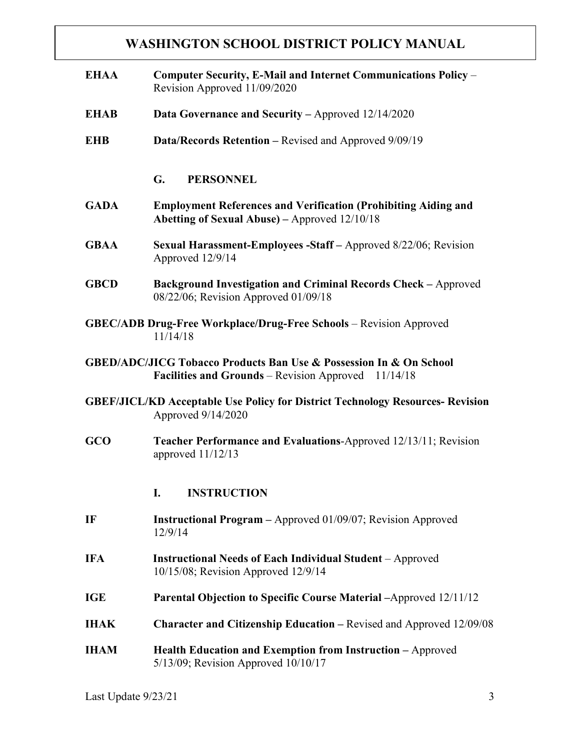**EHAA** **Computer Security, E-Mail and Internet Communications Policy** – Revision Approved 11/09/2020

**EHAB** **Data Governance and Security –** Approved 12/14/2020

**EHB** **Data/Records Retention –** Revised and Approved 9/09/19

## G. PERSONNEL

**GADA** **Employment References and Verification (Prohibiting Aiding and Abetting of Sexual Abuse) –** Approved 12/10/18

**GBAA** **Sexual Harassment-Employees -Staff –** Approved 8/22/06; Revision Approved 12/9/14

**GBCD** **Background Investigation and Criminal Records Check –** Approved 08/22/06; Revision Approved 01/09/18

**GBEC/ADB** **Drug-Free Workplace/Drug-Free Schools** – Revision Approved 11/14/18

**GBED/ADC/JICG** **Tobacco Products Ban Use & Possession In & On School Facilities and Grounds** – Revision Approved 11/14/18

**GBEF/JICL/KD** **Acceptable Use Policy for District Technology Resources- Revision** Approved 9/14/2020

**GCO** **Teacher Performance and Evaluations**-Approved 12/13/11; Revision approved 11/12/13

## I. INSTRUCTION

**IF** **Instructional Program –** Approved 01/09/07; Revision Approved 12/9/14

**IFA** **Instructional Needs of Each Individual Student** – Approved 10/15/08; Revision Approved 12/9/14

**IGE** **Parental Objection to Specific Course Material –**Approved 12/11/12

**IHAK** **Character and Citizenship Education –** Revised and Approved 12/09/08

**IHAM** **Health Education and Exemption from Instruction –** Approved 5/13/09; Revision Approved 10/10/17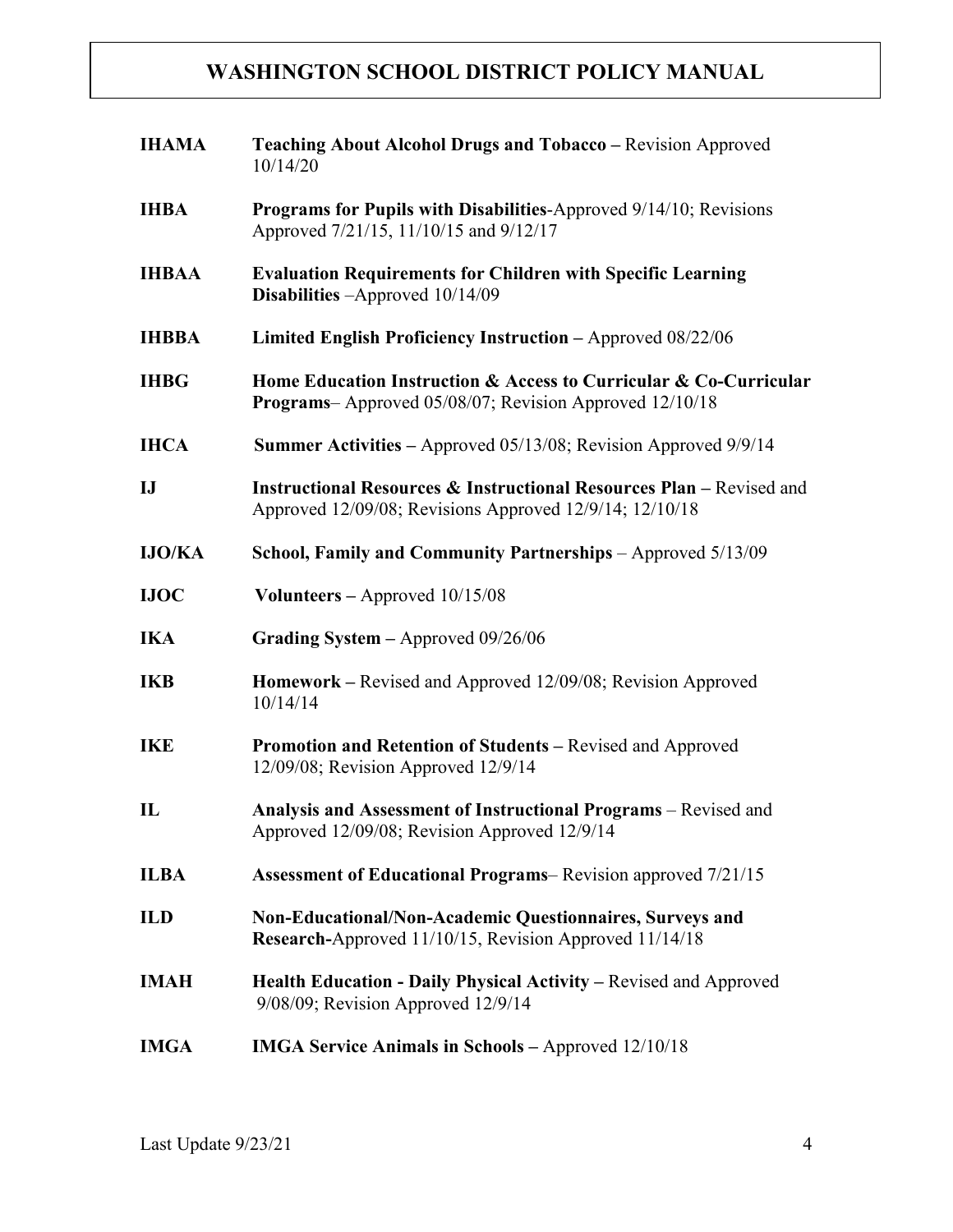# WASHINGTON SCHOOL DISTRICT POLICY MANUAL

**IHAMA** **Teaching About Alcohol Drugs and Tobacco –** Revision Approved 10/14/20

**IHBA** **Programs for Pupils with Disabilities**-Approved 9/14/10; Revisions Approved 7/21/15, 11/10/15 and 9/12/17

**IHBAA** **Evaluation Requirements for Children with Specific Learning Disabilities** –Approved 10/14/09

**IHBBA** **Limited English Proficiency Instruction –** Approved 08/22/06

**IHBG** **Home Education Instruction & Access to Curricular & Co-Curricular Programs**– Approved 05/08/07; Revision Approved 12/10/18

**IHCA** **Summer Activities –** Approved 05/13/08; Revision Approved 9/9/14

**IJ** **Instructional Resources & Instructional Resources Plan –** Revised and Approved 12/09/08; Revisions Approved 12/9/14; 12/10/18

**IJO/KA** **School, Family and Community Partnerships** – Approved 5/13/09

**IJOC** **Volunteers –** Approved 10/15/08

**IKA** **Grading System –** Approved 09/26/06

**IKB** **Homework –** Revised and Approved 12/09/08; Revision Approved 10/14/14

**IKE** **Promotion and Retention of Students –** Revised and Approved 12/09/08; Revision Approved 12/9/14

**IL** **Analysis and Assessment of Instructional Programs** – Revised and Approved 12/09/08; Revision Approved 12/9/14

**ILBA** **Assessment of Educational Programs**– Revision approved 7/21/15

**ILD** **Non-Educational/Non-Academic Questionnaires, Surveys and Research-**Approved 11/10/15, Revision Approved 11/14/18

**IMAH** **Health Education - Daily Physical Activity –** Revised and Approved 9/08/09; Revision Approved 12/9/14

**IMGA** **IMGA Service Animals in Schools –** Approved 12/10/18

Last Update 9/23/21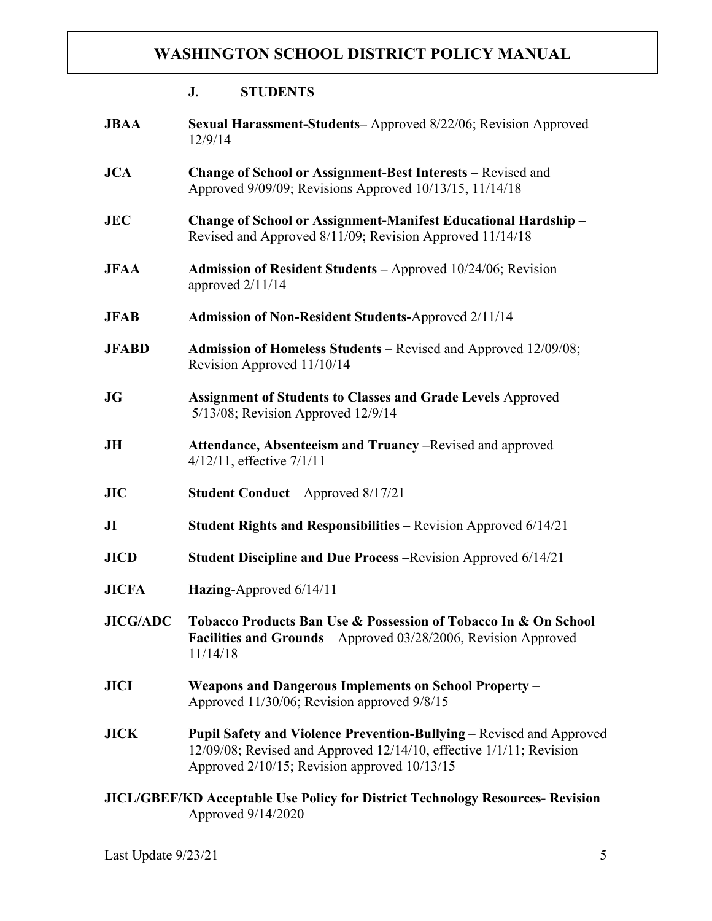# WASHINGTON SCHOOL DISTRICT POLICY MANUAL

## J. STUDENTS

**JBAA** **Sexual Harassment-Students–** Approved 8/22/06; Revision Approved 12/9/14

**JCA** **Change of School or Assignment-Best Interests –** Revised and Approved 9/09/09; Revisions Approved 10/13/15, 11/14/18

**JEC** **Change of School or Assignment-Manifest Educational Hardship –** Revised and Approved 8/11/09; Revision Approved 11/14/18

**JFAA** **Admission of Resident Students –** Approved 10/24/06; Revision approved 2/11/14

**JFAB** **Admission of Non-Resident Students-**Approved 2/11/14

**JFABD** **Admission of Homeless Students** – Revised and Approved 12/09/08; Revision Approved 11/10/14

**JG** **Assignment of Students to Classes and Grade Levels** Approved 5/13/08; Revision Approved 12/9/14

**JH** **Attendance, Absenteeism and Truancy –**Revised and approved 4/12/11, effective 7/1/11

**JIC** **Student Conduct** – Approved 8/17/21

**JI** **Student Rights and Responsibilities –** Revision Approved 6/14/21

**JICD** **Student Discipline and Due Process –**Revision Approved 6/14/21

**JICFA** **Hazing**-Approved 6/14/11

**JICG/ADC** **Tobacco Products Ban Use & Possession of Tobacco In & On School Facilities and Grounds** – Approved 03/28/2006, Revision Approved 11/14/18

**JICI** **Weapons and Dangerous Implements on School Property** – Approved 11/30/06; Revision approved 9/8/15

**JICK** **Pupil Safety and Violence Prevention-Bullying** – Revised and Approved 12/09/08; Revised and Approved 12/14/10, effective 1/1/11; Revision Approved 2/10/15; Revision approved 10/13/15

**JICL/GBEF/KD Acceptable Use Policy for District Technology Resources- Revision** Approved 9/14/2020

Last Update 9/23/21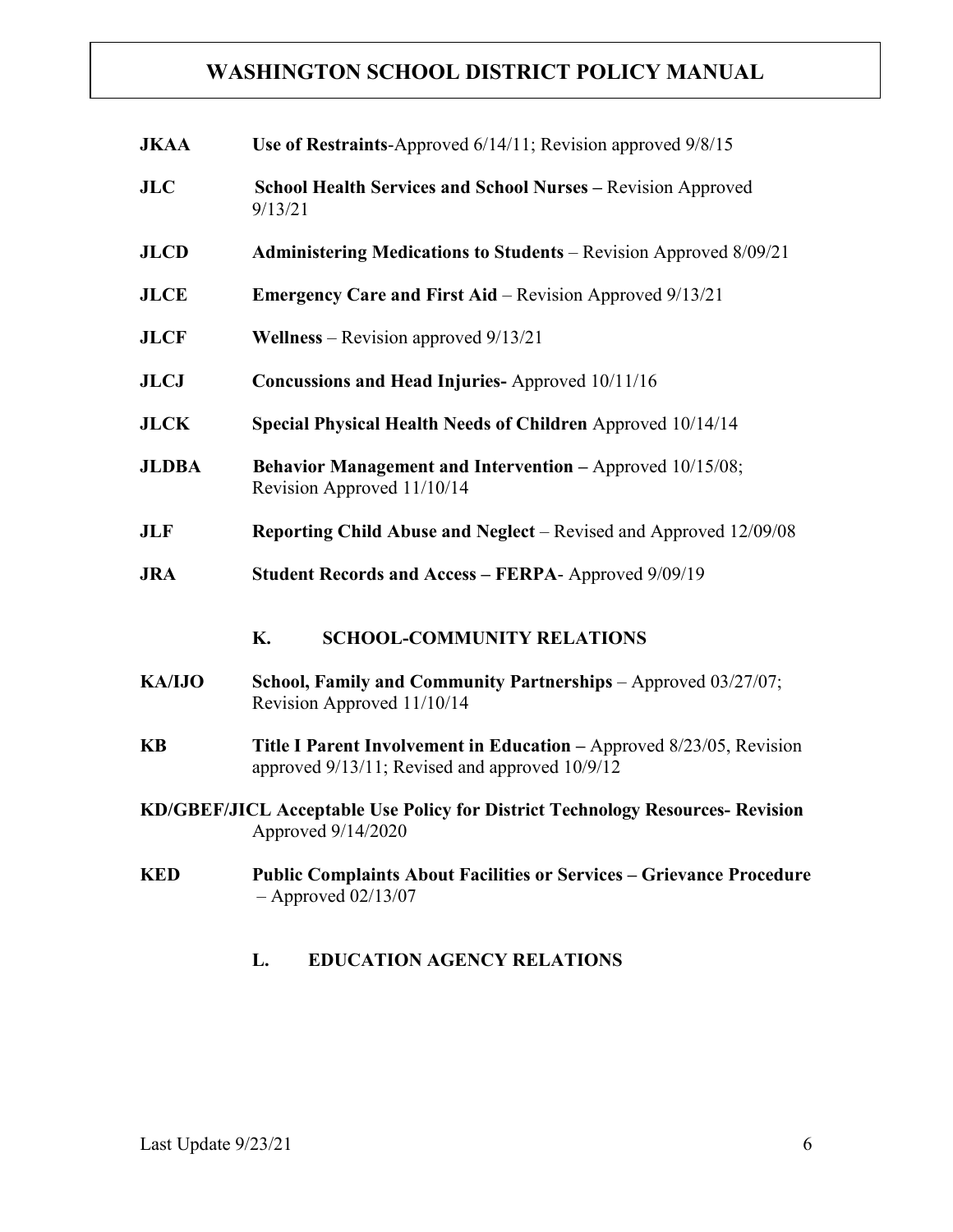**JKAA** **Use of Restraints**-Approved 6/14/11; Revision approved 9/8/15

**JLC** **School Health Services and School Nurses –** Revision Approved 9/13/21

**JLCD** **Administering Medications to Students** – Revision Approved 8/09/21

**JLCE** **Emergency Care and First Aid** – Revision Approved 9/13/21

**JLCF** **Wellness** – Revision approved 9/13/21

**JLCJ** **Concussions and Head Injuries-** Approved 10/11/16

**JLCK** **Special Physical Health Needs of Children** Approved 10/14/14

**JLDBA** **Behavior Management and Intervention –** Approved 10/15/08; Revision Approved 11/10/14

**JLF** **Reporting Child Abuse and Neglect** – Revised and Approved 12/09/08

**JRA** **Student Records and Access – FERPA**- Approved 9/09/19

## K. SCHOOL-COMMUNITY RELATIONS

**KA/IJO** **School, Family and Community Partnerships** – Approved 03/27/07; Revision Approved 11/10/14

**KB** **Title I Parent Involvement in Education –** Approved 8/23/05, Revision approved 9/13/11; Revised and approved 10/9/12

**KD/GBEF/JICL Acceptable Use Policy for District Technology Resources- Revision** Approved 9/14/2020

**KED** **Public Complaints About Facilities or Services – Grievance Procedure** – Approved 02/13/07

## L. EDUCATION AGENCY RELATIONS